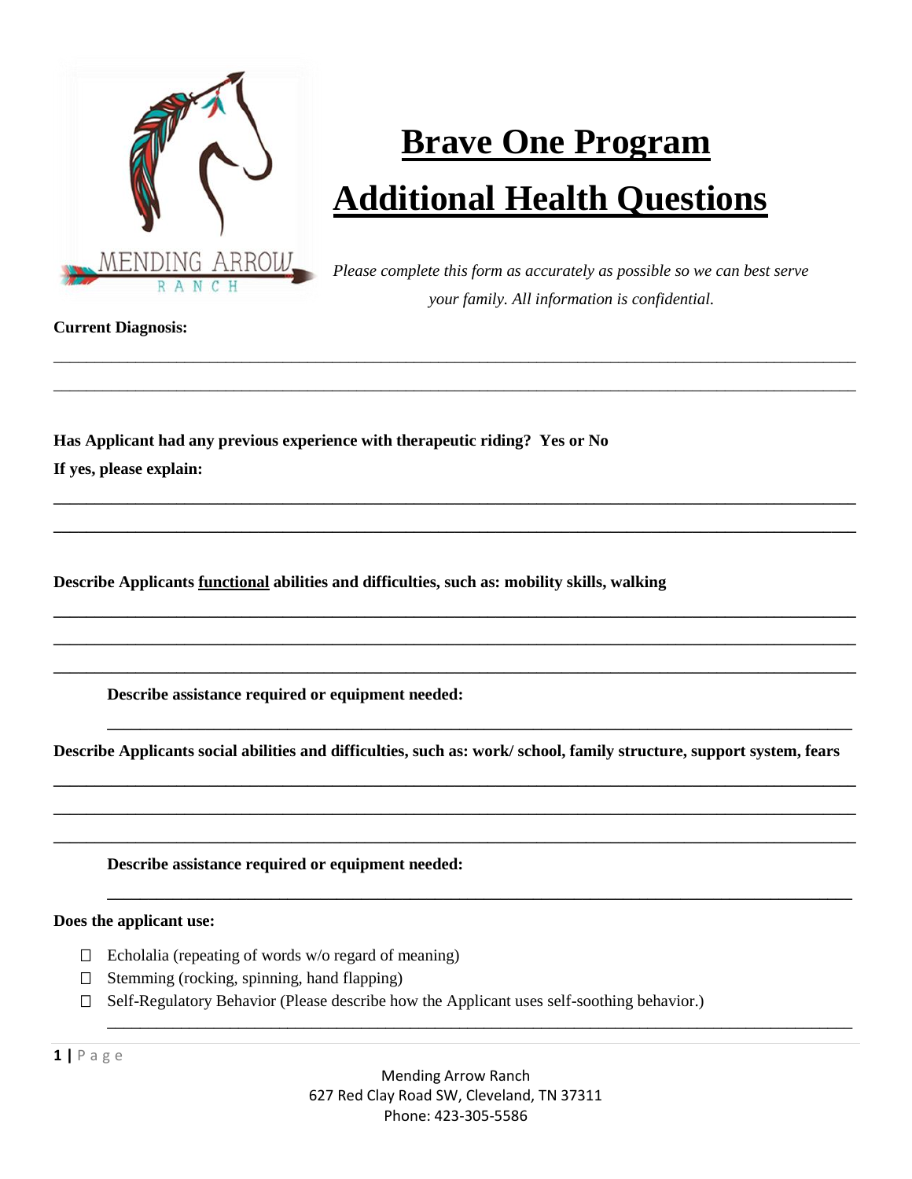MENDING ARROW RANCH

# Brave One Program

# Additional Health Questions

*Please complete this form as accurately as possible so we can best serve your family. All information is confidential.*

**Current Diagnosis:**

______________________________________________________________________________

______________________________________________________________________________

**Has Applicant had any previous experience with therapeutic riding? Yes or No**

**If yes, please explain:**

______________________________________________________________________________

______________________________________________________________________________

**Describe Applicants <u>functional</u> abilities and difficulties, such as: mobility skills, walking**

______________________________________________________________________________

______________________________________________________________________________

______________________________________________________________________________

**Describe assistance required or equipment needed:**

______________________________________________________________________________

**Describe Applicants social abilities and difficulties, such as: work/ school, family structure, support system, fears**

______________________________________________________________________________

______________________________________________________________________________

______________________________________________________________________________

**Describe assistance required or equipment needed:**

______________________________________________________________________________

**Does the applicant use:**

- ☐ Echolalia (repeating of words w/o regard of meaning)
- ☐ Stemming (rocking, spinning, hand flapping)
- ☐ Self-Regulatory Behavior (Please describe how the Applicant uses self-soothing behavior.)

______________________________________________________________________________

Mending Arrow Ranch
627 Red Clay Road SW, Cleveland, TN 37311
Phone: 423-305-5586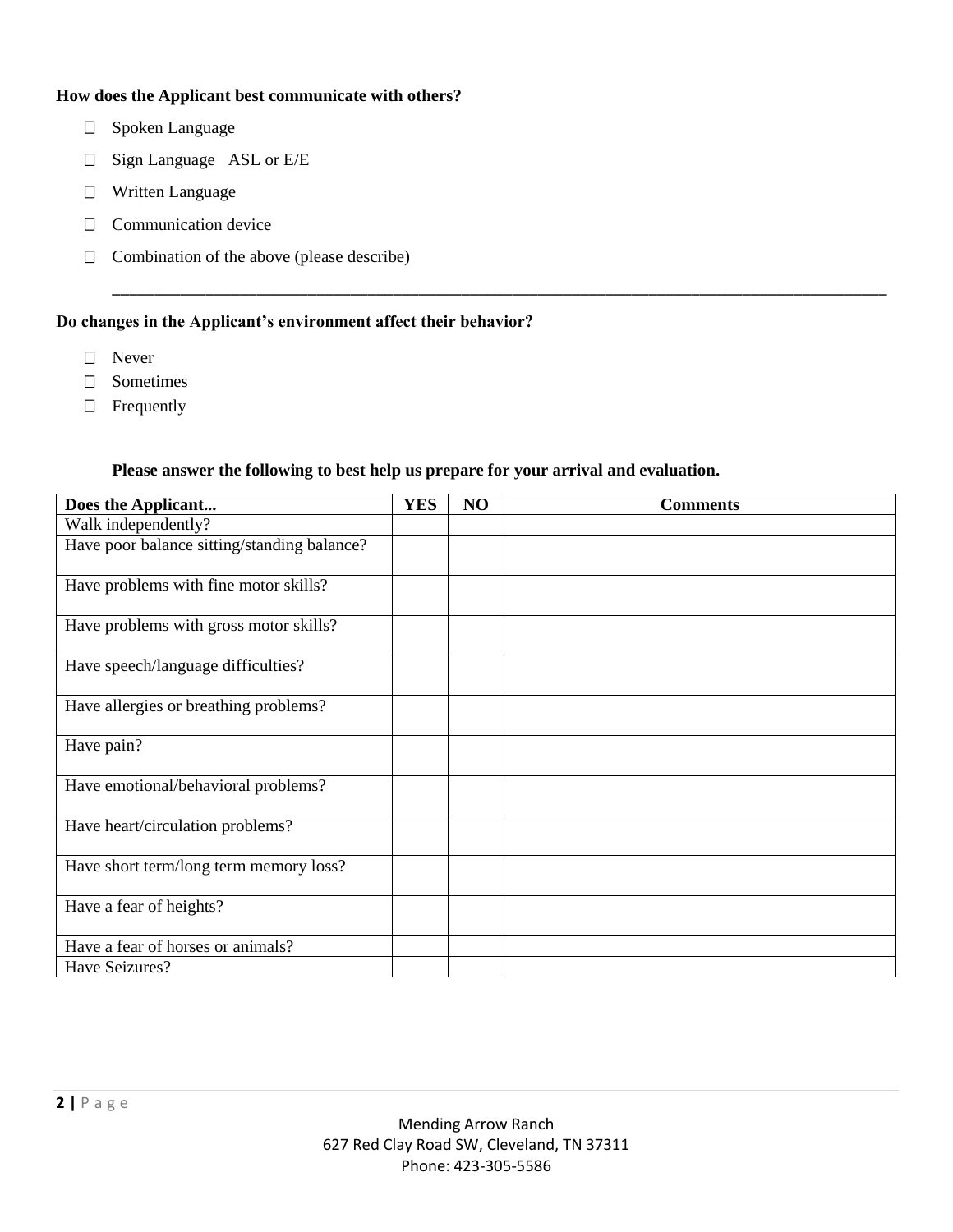**How does the Applicant best communicate with others?**

- ☐ Spoken Language
- ☐ Sign Language ASL or E/E
- ☐ Written Language
- ☐ Communication device
- ☐ Combination of the above (please describe)

\_\_\_\_\_\_\_\_\_\_\_\_\_\_\_\_\_\_\_\_\_\_\_\_\_\_\_\_\_\_\_\_\_\_\_\_\_\_\_\_\_\_\_\_\_\_\_\_\_\_\_\_\_\_\_\_\_\_\_\_\_\_\_\_\_\_\_\_\_\_\_\_\_\_\_\_\_\_\_\_\_\_\_\_\_\_\_\_\_\_\_\_

**Do changes in the Applicant's environment affect their behavior?**

- ☐ Never
- ☐ Sometimes
- ☐ Frequently

**Please answer the following to best help us prepare for your arrival and evaluation.**

| Does the Applicant... | YES | NO | Comments |
|---|---|---|---|
| Walk independently? | | | |
| Have poor balance sitting/standing balance? | | | |
| Have problems with fine motor skills? | | | |
| Have problems with gross motor skills? | | | |
| Have speech/language difficulties? | | | |
| Have allergies or breathing problems? | | | |
| Have pain? | | | |
| Have emotional/behavioral problems? | | | |
| Have heart/circulation problems? | | | |
| Have short term/long term memory loss? | | | |
| Have a fear of heights? | | | |
| Have a fear of horses or animals? | | | |
| Have Seizures? | | | |

Mending Arrow Ranch
627 Red Clay Road SW, Cleveland, TN 37311
Phone: 423-305-5586